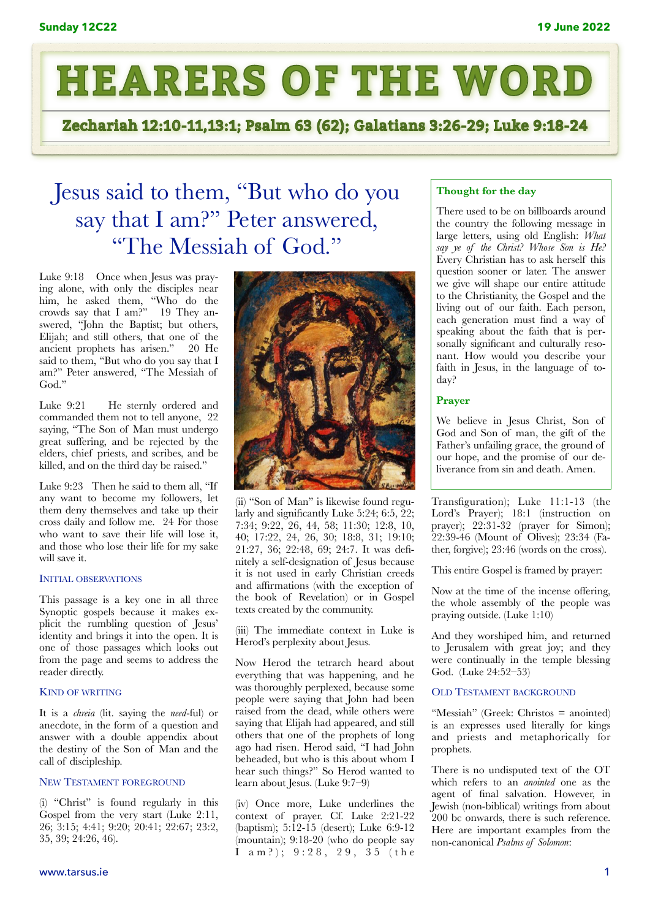# HEARERS OF THE WORD

**Zechariah 12:10-11,13:1; Psalm 63 (62); Galatians 3:26-29; Luke 9:18-24**

## Jesus said to them, "But who do you say that I am?" Peter answered, "The Messiah of God."

Luke 9:18 Once when Jesus was praying alone, with only the disciples near him, he asked them, "Who do the crowds say that I am?" 19 They answered, "John the Baptist; but others, Elijah; and still others, that one of the ancient prophets has arisen." 20 He said to them, "But who do you say that I am?" Peter answered, "The Messiah of God."

Luke 9:21 He sternly ordered and commanded them not to tell anyone, 22 saying, "The Son of Man must undergo great suffering, and be rejected by the elders, chief priests, and scribes, and be killed, and on the third day be raised."

Luke 9:23 Then he said to them all, "If any want to become my followers, let them deny themselves and take up their cross daily and follow me. 24 For those who want to save their life will lose it, and those who lose their life for my sake will save it.

### Initial observations

This passage is a key one in all three Synoptic gospels because it makes explicit the rumbling question of Jesus' identity and brings it into the open. It is one of those passages which looks out from the page and seems to address the reader directly.

### Kind of writing

It is a *chreia* (lit. saying the *need*-ful) or anecdote, in the form of a question and answer with a double appendix about the destiny of the Son of Man and the call of discipleship.

### New Testament foreground

(i) "Christ" is found regularly in this Gospel from the very start (Luke 2:11, 26; 3:15; 4:41; 9:20; 20:41; 22:67; 23:2, 35, 39; 24:26, 46).

(ii) "Son of Man" is likewise found regularly and significantly Luke 5:24; 6:5, 22; 7:34; 9:22, 26, 44, 58; 11:30; 12:8, 10, 40; 17:22, 24, 26, 30; 18:8, 31; 19:10; 21:27, 36; 22:48, 69; 24:7. It was definitely a self-designation of Jesus because it is not used in early Christian creeds and affirmations (with the exception of the book of Revelation) or in Gospel texts created by the community.

(iii) The immediate context in Luke is Herod's perplexity about Jesus.

Now Herod the tetrarch heard about everything that was happening, and he was thoroughly perplexed, because some people were saying that John had been raised from the dead, while others were saying that Elijah had appeared, and still others that one of the prophets of long ago had risen. Herod said, "I had John beheaded, but who is this about whom I hear such things?" So Herod wanted to learn about Jesus. (Luke 9:7–9)

(iv) Once more, Luke underlines the context of prayer. Cf. Luke 2:21-22 (baptism); 5:12-15 (desert); Luke 6:9-12 (mountain); 9:18-20 (who do people say I am?); 9:28, 29, 35 (the Transfiguration); Luke 11:1-13 (the Lord's Prayer); 18:1 (instruction on prayer); 22:31-32 (prayer for Simon); 22:39-46 (Mount of Olives); 23:34 (Father, forgive); 23:46 (words on the cross).

This entire Gospel is framed by prayer:

Now at the time of the incense offering, the whole assembly of the people was praying outside. (Luke 1:10)

And they worshiped him, and returned to Jerusalem with great joy; and they were continually in the temple blessing God. (Luke 24:52–53)

### Old Testament background

"Messiah" (Greek: Christos = anointed) is an expresses used literally for kings and priests and metaphorically for prophets.

There is no undisputed text of the OT which refers to an *anointed* one as the agent of final salvation. However, in Jewish (non-biblical) writings from about 200 bc onwards, there is such reference. Here are important examples from the non-canonical *Psalms of Solomon*:

### Thought for the day

There used to be on billboards around the country the following message in large letters, using old English: *What say ye of the Christ? Whose Son is He?* Every Christian has to ask herself this question sooner or later. The answer we give will shape our entire attitude to the Christianity, the Gospel and the living out of our faith. Each person, each generation must find a way of speaking about the faith that is personally significant and culturally resonant. How would you describe your faith in Jesus, in the language of today?

### Prayer

We believe in Jesus Christ, Son of God and Son of man, the gift of the Father's unfailing grace, the ground of our hope, and the promise of our deliverance from sin and death. Amen.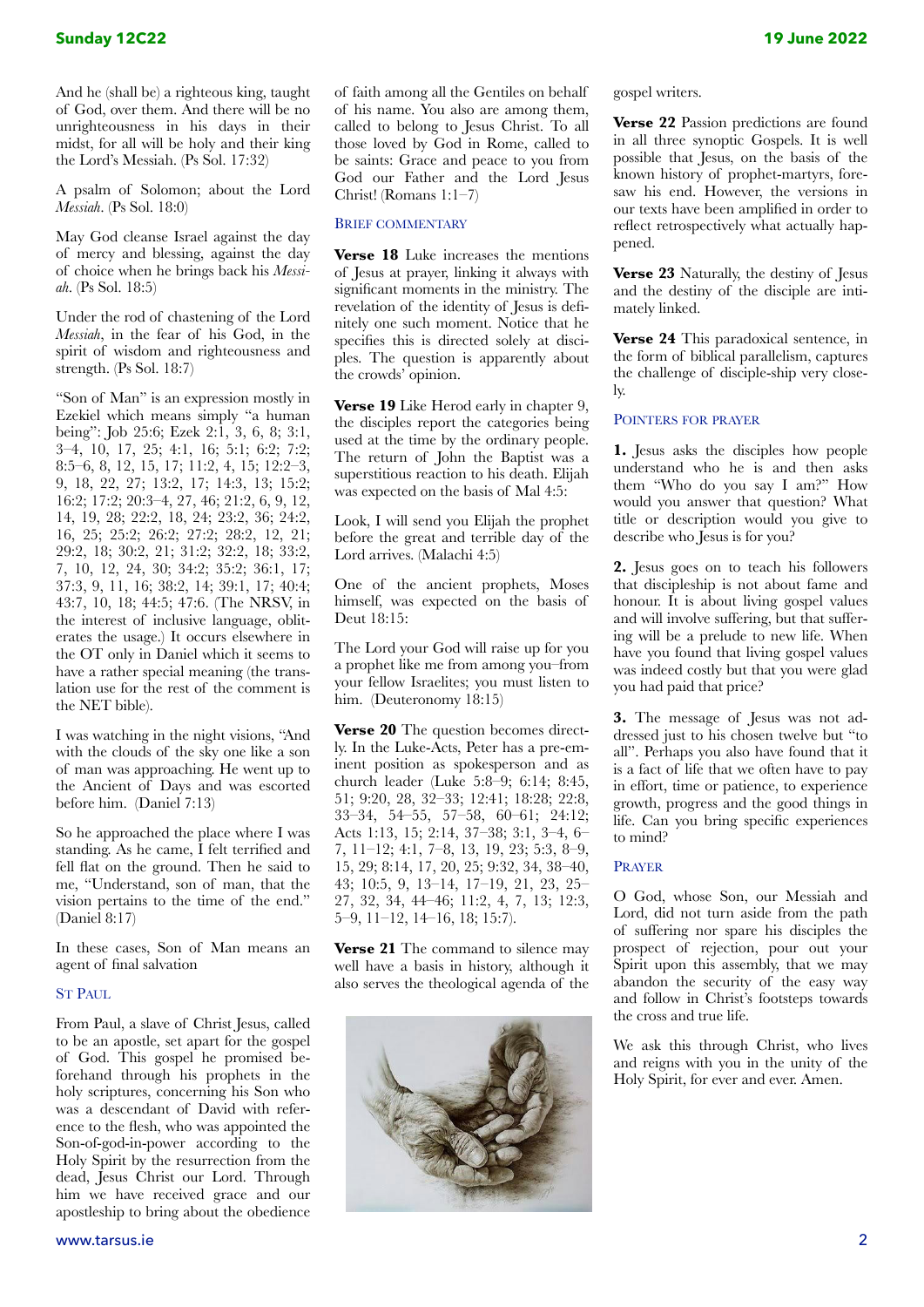And he (shall be) a righteous king, taught of God, over them. And there will be no unrighteousness in his days in their midst, for all will be holy and their king the Lord's Messiah. (Ps Sol. 17:32)

A psalm of Solomon; about the Lord *Messiah*. (Ps Sol. 18:0)

May God cleanse Israel against the day of mercy and blessing, against the day of choice when he brings back his *Messiah*. (Ps Sol. 18:5)

Under the rod of chastening of the Lord *Messiah*, in the fear of his God, in the spirit of wisdom and righteousness and strength. (Ps Sol. 18:7)

"Son of Man" is an expression mostly in Ezekiel which means simply "a human being": Job 25:6; Ezek 2:1, 3, 6, 8; 3:1, 3–4, 10, 17, 25; 4:1, 16; 5:1; 6:2; 7:2; 8:5–6, 8, 12, 15, 17; 11:2, 4, 15; 12:2–3, 9, 18, 22, 27; 13:2, 17; 14:3, 13; 15:2; 16:2; 17:2; 20:3–4, 27, 46; 21:2, 6, 9, 12, 14, 19, 28; 22:2, 18, 24; 23:2, 36; 24:2, 16, 25; 25:2; 26:2; 27:2; 28:2, 12, 21; 29:2, 18; 30:2, 21; 31:2; 32:2, 18; 33:2, 7, 10, 12, 24, 30; 34:2; 35:2; 36:1, 17; 37:3, 9, 11, 16; 38:2, 14; 39:1, 17; 40:4; 43:7, 10, 18; 44:5; 47:6. (The NRSV, in the interest of inclusive language, obliterates the usage.) It occurs elsewhere in the OT only in Daniel which it seems to have a rather special meaning (the translation use for the rest of the comment is the NET bible).

I was watching in the night visions, "And with the clouds of the sky one like a son of man was approaching. He went up to the Ancient of Days and was escorted before him. (Daniel 7:13)

So he approached the place where I was standing. As he came, I felt terrified and fell flat on the ground. Then he said to me, "Understand, son of man, that the vision pertains to the time of the end." (Daniel 8:17)

In these cases, Son of Man means an agent of final salvation

## St Paul

From Paul, a slave of Christ Jesus, called to be an apostle, set apart for the gospel of God. This gospel he promised beforehand through his prophets in the holy scriptures, concerning his Son who was a descendant of David with reference to the flesh, who was appointed the Son-of-god-in-power according to the Holy Spirit by the resurrection from the dead, Jesus Christ our Lord. Through him we have received grace and our apostleship to bring about the obedience of faith among all the Gentiles on behalf of his name. You also are among them, called to belong to Jesus Christ. To all those loved by God in Rome, called to be saints: Grace and peace to you from God our Father and the Lord Jesus Christ! (Romans 1:1–7)

## Brief commentary

**Verse 18** Luke increases the mentions of Jesus at prayer, linking it always with significant moments in the ministry. The revelation of the identity of Jesus is definitely one such moment. Notice that he specifies this is directed solely at disciples. The question is apparently about the crowds' opinion.

**Verse 19** Like Herod early in chapter 9, the disciples report the categories being used at the time by the ordinary people. The return of John the Baptist was a superstitious reaction to his death. Elijah was expected on the basis of Mal 4:5:

Look, I will send you Elijah the prophet before the great and terrible day of the Lord arrives. (Malachi 4:5)

One of the ancient prophets, Moses himself, was expected on the basis of Deut 18:15:

The Lord your God will raise up for you a prophet like me from among you–from your fellow Israelites; you must listen to him. (Deuteronomy 18:15)

**Verse 20** The question becomes directly. In the Luke-Acts, Peter has a pre-eminent position as spokesperson and as church leader (Luke 5:8–9; 6:14; 8:45, 51; 9:20, 28, 32–33; 12:41; 18:28; 22:8, 33–34, 54–55, 57–58, 60–61; 24:12; Acts 1:13, 15; 2:14, 37–38; 3:1, 3–4, 6–7, 11–12; 4:1, 7–8, 13, 19, 23; 5:3, 8–9, 15, 29; 8:14, 17, 20, 25; 9:32, 34, 38–40, 43; 10:5, 9, 13–14, 17–19, 21, 23, 25–27, 32, 34, 44–46; 11:2, 4, 7, 13; 12:3, 5–9, 11–12, 14–16, 18; 15:7).

**Verse 21** The command to silence may well have a basis in history, although it also serves the theological agenda of the gospel writers.

**Verse 22** Passion predictions are found in all three synoptic Gospels. It is well possible that Jesus, on the basis of the known history of prophet-martyrs, foresaw his end. However, the versions in our texts have been amplified in order to reflect retrospectively what actually happened.

**Verse 23** Naturally, the destiny of Jesus and the destiny of the disciple are intimately linked.

**Verse 24** This paradoxical sentence, in the form of biblical parallelism, captures the challenge of disciple-ship very closely.

## Pointers for prayer

**1.** Jesus asks the disciples how people understand who he is and then asks them "Who do you say I am?" How would you answer that question? What title or description would you give to describe who Jesus is for you?

**2.** Jesus goes on to teach his followers that discipleship is not about fame and honour. It is about living gospel values and will involve suffering, but that suffering will be a prelude to new life. When have you found that living gospel values was indeed costly but that you were glad you had paid that price?

**3.** The message of Jesus was not addressed just to his chosen twelve but "to all". Perhaps you also have found that it is a fact of life that we often have to pay in effort, time or patience, to experience growth, progress and the good things in life. Can you bring specific experiences to mind?

## Prayer

O God, whose Son, our Messiah and Lord, did not turn aside from the path of suffering nor spare his disciples the prospect of rejection, pour out your Spirit upon this assembly, that we may abandon the security of the easy way and follow in Christ's footsteps towards the cross and true life.

We ask this through Christ, who lives and reigns with you in the unity of the Holy Spirit, for ever and ever. Amen.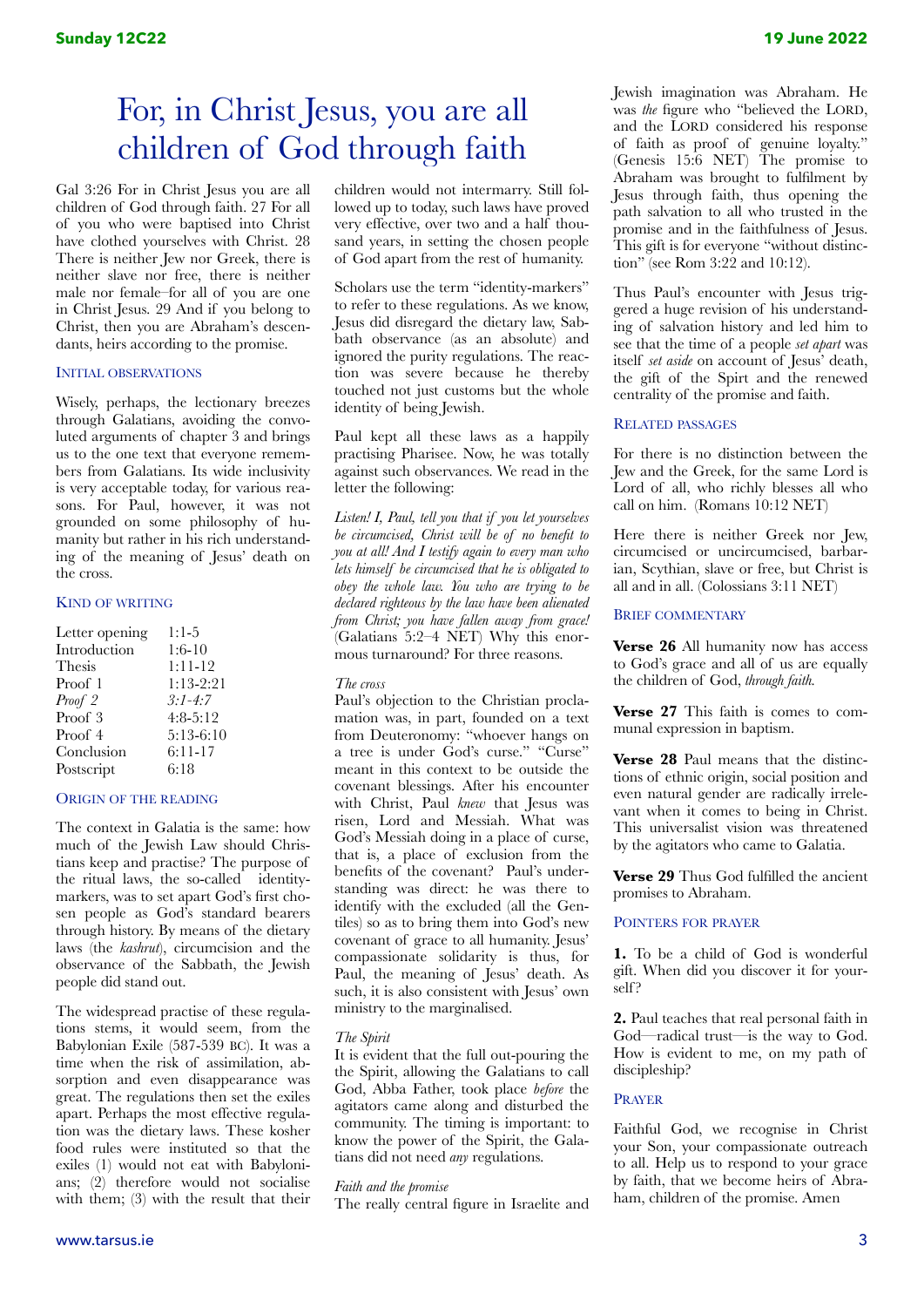# For, in Christ Jesus, you are all children of God through faith

Gal 3:26 For in Christ Jesus you are all children of God through faith. 27 For all of you who were baptised into Christ have clothed yourselves with Christ. 28 There is neither Jew nor Greek, there is neither slave nor free, there is neither male nor female–for all of you are one in Christ Jesus. 29 And if you belong to Christ, then you are Abraham's descendants, heirs according to the promise.

### Initial observations

Wisely, perhaps, the lectionary breezes through Galatians, avoiding the convoluted arguments of chapter 3 and brings us to the one text that everyone remembers from Galatians. Its wide inclusivity is very acceptable today, for various reasons. For Paul, however, it was not grounded on some philosophy of humanity but rather in his rich understanding of the meaning of Jesus' death on the cross.

### Kind of writing

| | |
|---|---|
| Letter opening | 1:1-5 |
| Introduction | 1:6-10 |
| Thesis | 1:11-12 |
| Proof 1 | 1:13-2:21 |
| *Proof 2* | *3:1-4:7* |
| Proof 3 | 4:8-5:12 |
| Proof 4 | 5:13-6:10 |
| Conclusion | 6:11-17 |
| Postscript | 6:18 |

### Origin of the reading

The context in Galatia is the same: how much of the Jewish Law should Christians keep and practise? The purpose of the ritual laws, the so-called identity-markers, was to set apart God's first chosen people as God's standard bearers through history. By means of the dietary laws (the *kashrut*), circumcision and the observance of the Sabbath, the Jewish people did stand out.

The widespread practise of these regulations stems, it would seem, from the Babylonian Exile (587-539 BC). It was a time when the risk of assimilation, absorption and even disappearance was great. The regulations then set the exiles apart. Perhaps the most effective regulation was the dietary laws. These kosher food rules were instituted so that the exiles (1) would not eat with Babylonians; (2) therefore would not socialise with them; (3) with the result that their children would not intermarry. Still followed up to today, such laws have proved very effective, over two and a half thousand years, in setting the chosen people of God apart from the rest of humanity.

Scholars use the term "identity-markers" to refer to these regulations. As we know, Jesus did disregard the dietary law, Sabbath observance (as an absolute) and ignored the purity regulations. The reaction was severe because he thereby touched not just customs but the whole identity of being Jewish.

Paul kept all these laws as a happily practising Pharisee. Now, he was totally against such observances. We read in the letter the following:

*Listen! I, Paul, tell you that if you let yourselves be circumcised, Christ will be of no benefit to you at all! And I testify again to every man who lets himself be circumcised that he is obligated to obey the whole law. You who are trying to be declared righteous by the law have been alienated from Christ; you have fallen away from grace!* (Galatians 5:2–4 NET) Why this enormous turnaround? For three reasons.

*The cross*
Paul's objection to the Christian proclamation was, in part, founded on a text from Deuteronomy: "whoever hangs on a tree is under God's curse." "Curse" meant in this context to be outside the covenant blessings. After his encounter with Christ, Paul *knew* that Jesus was risen, Lord and Messiah. What was God's Messiah doing in a place of curse, that is, a place of exclusion from the benefits of the covenant? Paul's understanding was direct: he was there to identify with the excluded (all the Gentiles) so as to bring them into God's new covenant of grace to all humanity. Jesus' compassionate solidarity is thus, for Paul, the meaning of Jesus' death. As such, it is also consistent with Jesus' own ministry to the marginalised.

*The Spirit*
It is evident that the full out-pouring the the Spirit, allowing the Galatians to call God, Abba Father, took place *before* the agitators came along and disturbed the community. The timing is important: to know the power of the Spirit, the Galatians did not need *any* regulations.

*Faith and the promise*
The really central figure in Israelite and Jewish imagination was Abraham. He was *the* figure who "believed the LORD, and the LORD considered his response of faith as proof of genuine loyalty." (Genesis 15:6 NET) The promise to Abraham was brought to fulfilment by Jesus through faith, thus opening the path salvation to all who trusted in the promise and in the faithfulness of Jesus. This gift is for everyone "without distinction" (see Rom 3:22 and 10:12).

Thus Paul's encounter with Jesus triggered a huge revision of his understanding of salvation history and led him to see that the time of a people *set apart* was itself *set aside* on account of Jesus' death, the gift of the Spirt and the renewed centrality of the promise and faith.

### Related passages

For there is no distinction between the Jew and the Greek, for the same Lord is Lord of all, who richly blesses all who call on him. (Romans 10:12 NET)

Here there is neither Greek nor Jew, circumcised or uncircumcised, barbarian, Scythian, slave or free, but Christ is all and in all. (Colossians 3:11 NET)

### Brief commentary

**Verse 26** All humanity now has access to God's grace and all of us are equally the children of God, *through faith*.

**Verse 27** This faith is comes to communal expression in baptism.

**Verse 28** Paul means that the distinctions of ethnic origin, social position and even natural gender are radically irrelevant when it comes to being in Christ. This universalist vision was threatened by the agitators who came to Galatia.

**Verse 29** Thus God fulfilled the ancient promises to Abraham.

### Pointers for prayer

**1.** To be a child of God is wonderful gift. When did you discover it for yourself?

**2.** Paul teaches that real personal faith in God—radical trust—is the way to God. How is evident to me, on my path of discipleship?

### Prayer

Faithful God, we recognise in Christ your Son, your compassionate outreach to all. Help us to respond to your grace by faith, that we become heirs of Abraham, children of the promise. Amen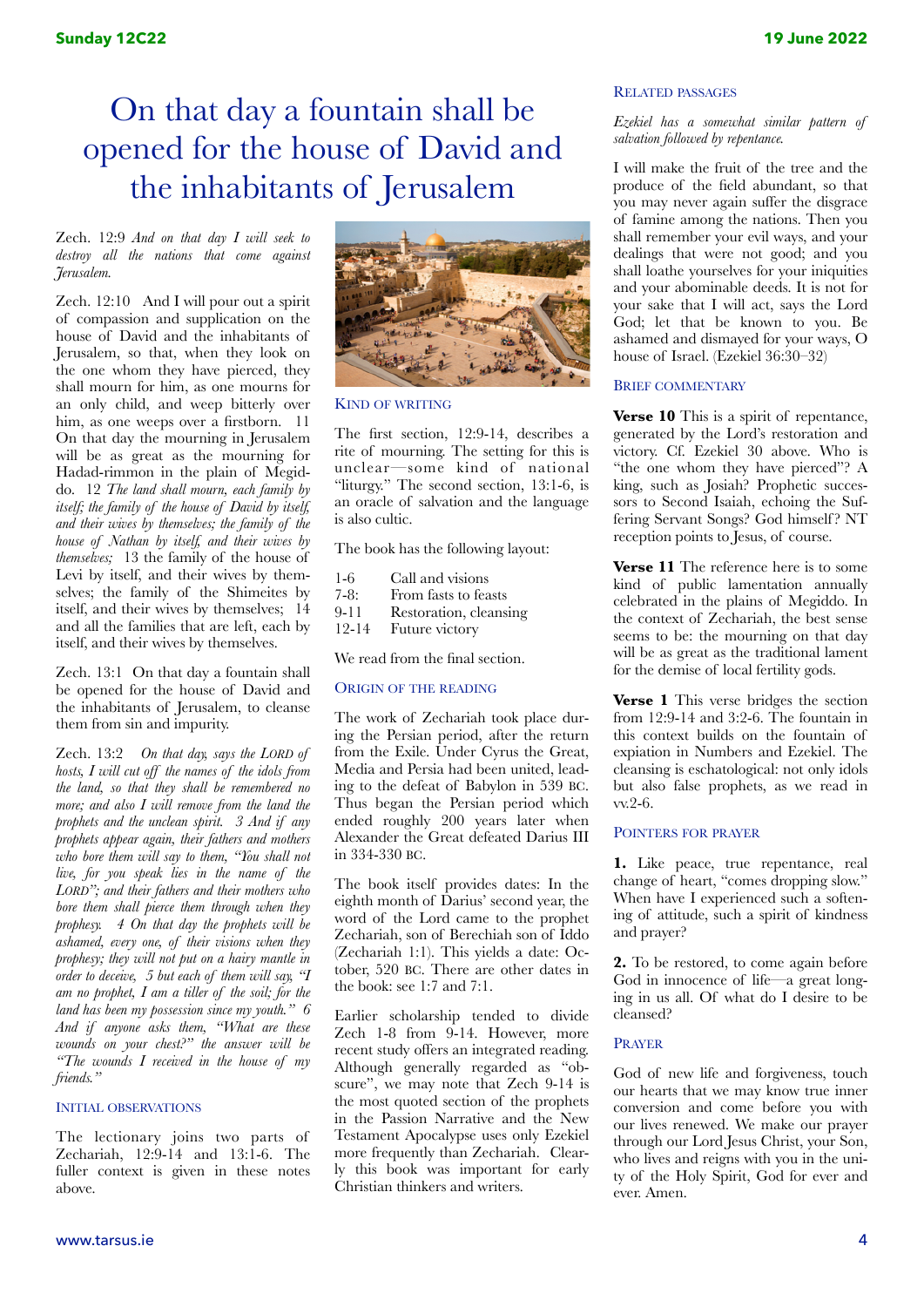# On that day a fountain shall be opened for the house of David and the inhabitants of Jerusalem

Zech. 12:9 *And on that day I will seek to destroy all the nations that come against Jerusalem.*

Zech. 12:10 And I will pour out a spirit of compassion and supplication on the house of David and the inhabitants of Jerusalem, so that, when they look on the one whom they have pierced, they shall mourn for him, as one mourns for an only child, and weep bitterly over him, as one weeps over a firstborn. 11 On that day the mourning in Jerusalem will be as great as the mourning for Hadad-rimmon in the plain of Megiddo. 12 *The land shall mourn, each family by itself; the family of the house of David by itself, and their wives by themselves; the family of the house of Nathan by itself, and their wives by themselves;* 13 the family of the house of Levi by itself, and their wives by themselves; the family of the Shimeites by itself, and their wives by themselves; 14 and all the families that are left, each by itself, and their wives by themselves.

Zech. 13:1 On that day a fountain shall be opened for the house of David and the inhabitants of Jerusalem, to cleanse them from sin and impurity.

Zech. 13:2 *On that day, says the LORD of hosts, I will cut off the names of the idols from the land, so that they shall be remembered no more; and also I will remove from the land the prophets and the unclean spirit. 3 And if any prophets appear again, their fathers and mothers who bore them will say to them, "You shall not live, for you speak lies in the name of the LORD"; and their fathers and their mothers who bore them shall pierce them through when they prophesy. 4 On that day the prophets will be ashamed, every one, of their visions when they prophesy; they will not put on a hairy mantle in order to deceive, 5 but each of them will say, "I am no prophet, I am a tiller of the soil; for the land has been my possession since my youth." 6 And if anyone asks them, "What are these wounds on your chest?" the answer will be "The wounds I received in the house of my friends."*

## Initial observations

The lectionary joins two parts of Zechariah, 12:9-14 and 13:1-6. The fuller context is given in these notes above.

## Kind of writing

The first section, 12:9-14, describes a rite of mourning. The setting for this is unclear—some kind of national "liturgy." The second section, 13:1-6, is an oracle of salvation and the language is also cultic.

The book has the following layout:

| | |
|---|---|
| 1-6 | Call and visions |
| 7-8: | From fasts to feasts |
| 9-11 | Restoration, cleansing |
| 12-14 | Future victory |

We read from the final section.

## Origin of the reading

The work of Zechariah took place during the Persian period, after the return from the Exile. Under Cyrus the Great, Media and Persia had been united, leading to the defeat of Babylon in 539 BC. Thus began the Persian period which ended roughly 200 years later when Alexander the Great defeated Darius III in 334-330 BC.

The book itself provides dates: In the eighth month of Darius' second year, the word of the Lord came to the prophet Zechariah, son of Berechiah son of Iddo (Zechariah 1:1). This yields a date: October, 520 BC. There are other dates in the book: see 1:7 and 7:1.

Earlier scholarship tended to divide Zech 1-8 from 9-14. However, more recent study offers an integrated reading. Although generally regarded as "obscure", we may note that Zech 9-14 is the most quoted section of the prophets in the Passion Narrative and the New Testament Apocalypse uses only Ezekiel more frequently than Zechariah. Clearly this book was important for early Christian thinkers and writers.

## Related passages

*Ezekiel has a somewhat similar pattern of salvation followed by repentance.*

I will make the fruit of the tree and the produce of the field abundant, so that you may never again suffer the disgrace of famine among the nations. Then you shall remember your evil ways, and your dealings that were not good; and you shall loathe yourselves for your iniquities and your abominable deeds. It is not for your sake that I will act, says the Lord God; let that be known to you. Be ashamed and dismayed for your ways, O house of Israel. (Ezekiel 36:30–32)

## Brief commentary

**Verse 10** This is a spirit of repentance, generated by the Lord's restoration and victory. Cf. Ezekiel 30 above. Who is "the one whom they have pierced"? A king, such as Josiah? Prophetic successors to Second Isaiah, echoing the Suffering Servant Songs? God himself? NT reception points to Jesus, of course.

**Verse 11** The reference here is to some kind of public lamentation annually celebrated in the plains of Megiddo. In the context of Zechariah, the best sense seems to be: the mourning on that day will be as great as the traditional lament for the demise of local fertility gods.

**Verse 1** This verse bridges the section from 12:9-14 and 3:2-6. The fountain in this context builds on the fountain of expiation in Numbers and Ezekiel. The cleansing is eschatological: not only idols but also false prophets, as we read in vv.2-6.

## Pointers for prayer

**1.** Like peace, true repentance, real change of heart, "comes dropping slow." When have I experienced such a softening of attitude, such a spirit of kindness and prayer?

**2.** To be restored, to come again before God in innocence of life—a great longing in us all. Of what do I desire to be cleansed?

## Prayer

God of new life and forgiveness, touch our hearts that we may know true inner conversion and come before you with our lives renewed. We make our prayer through our Lord Jesus Christ, your Son, who lives and reigns with you in the unity of the Holy Spirit, God for ever and ever. Amen.